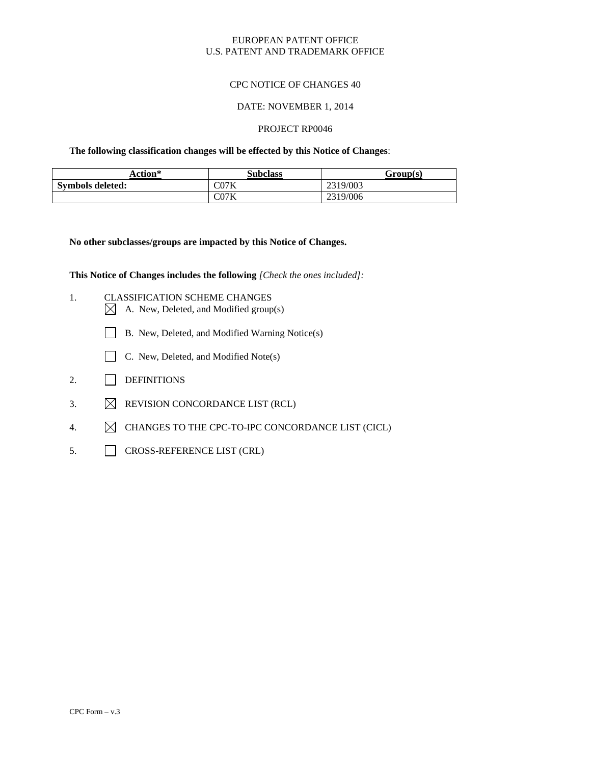EUROPEAN PATENT OFFICE
U.S. PATENT AND TRADEMARK OFFICE

CPC NOTICE OF CHANGES 40

DATE: NOVEMBER 1, 2014

PROJECT RP0046

**The following classification changes will be effected by this Notice of Changes**:

| Action* | Subclass | Group(s) |
|---|---|---|
| **Symbols deleted:** | C07K | 2319/003 |
| | C07K | 2319/006 |

**No other subclasses/groups are impacted by this Notice of Changes.**

**This Notice of Changes includes the following** *[Check the ones included]:*

1. CLASSIFICATION SCHEME CHANGES
   - ☒ A. New, Deleted, and Modified group(s)
   - ☐ B. New, Deleted, and Modified Warning Notice(s)
   - ☐ C. New, Deleted, and Modified Note(s)
2. ☐ DEFINITIONS
3. ☒ REVISION CONCORDANCE LIST (RCL)
4. ☒ CHANGES TO THE CPC-TO-IPC CONCORDANCE LIST (CICL)
5. ☐ CROSS-REFERENCE LIST (CRL)

CPC Form – v.3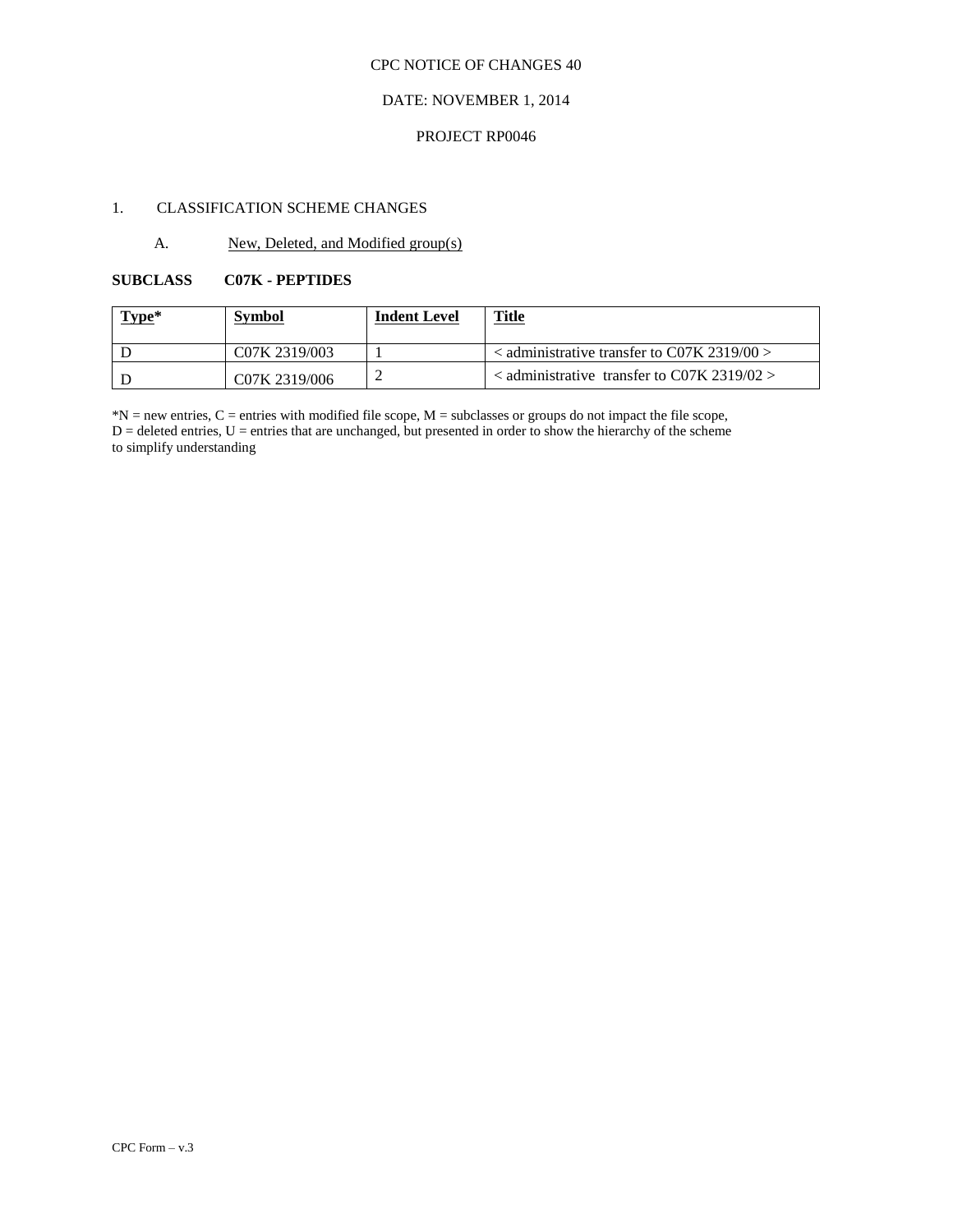CPC NOTICE OF CHANGES 40

DATE: NOVEMBER 1, 2014

PROJECT RP0046

1. CLASSIFICATION SCHEME CHANGES

A. New, Deleted, and Modified group(s)

**SUBCLASS C07K - PEPTIDES**

| Type* | Symbol | Indent Level | Title |
|---|---|---|---|
| D | C07K 2319/003 | 1 | < administrative transfer to C07K 2319/00 > |
| D | C07K 2319/006 | 2 | < administrative transfer to C07K 2319/02 > |

*N = new entries, C = entries with modified file scope, M = subclasses or groups do not impact the file scope, D = deleted entries, U = entries that are unchanged, but presented in order to show the hierarchy of the scheme to simplify understanding

CPC Form – v.3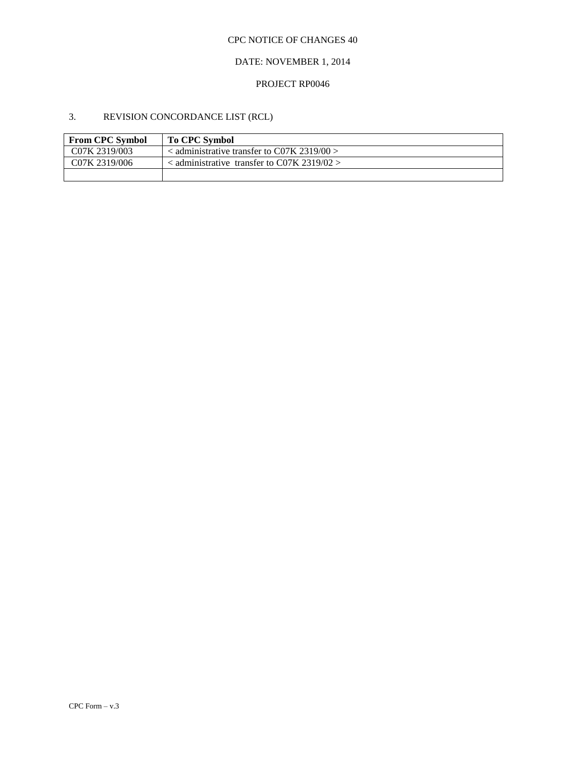CPC NOTICE OF CHANGES 40

DATE: NOVEMBER 1, 2014

PROJECT RP0046

3. REVISION CONCORDANCE LIST (RCL)

| **From CPC Symbol** | **To CPC Symbol** |
| --- | --- |
| C07K 2319/003 | < administrative transfer to C07K 2319/00 > |
| C07K 2319/006 | < administrative transfer to C07K 2319/02 > |
| | |

CPC Form – v.3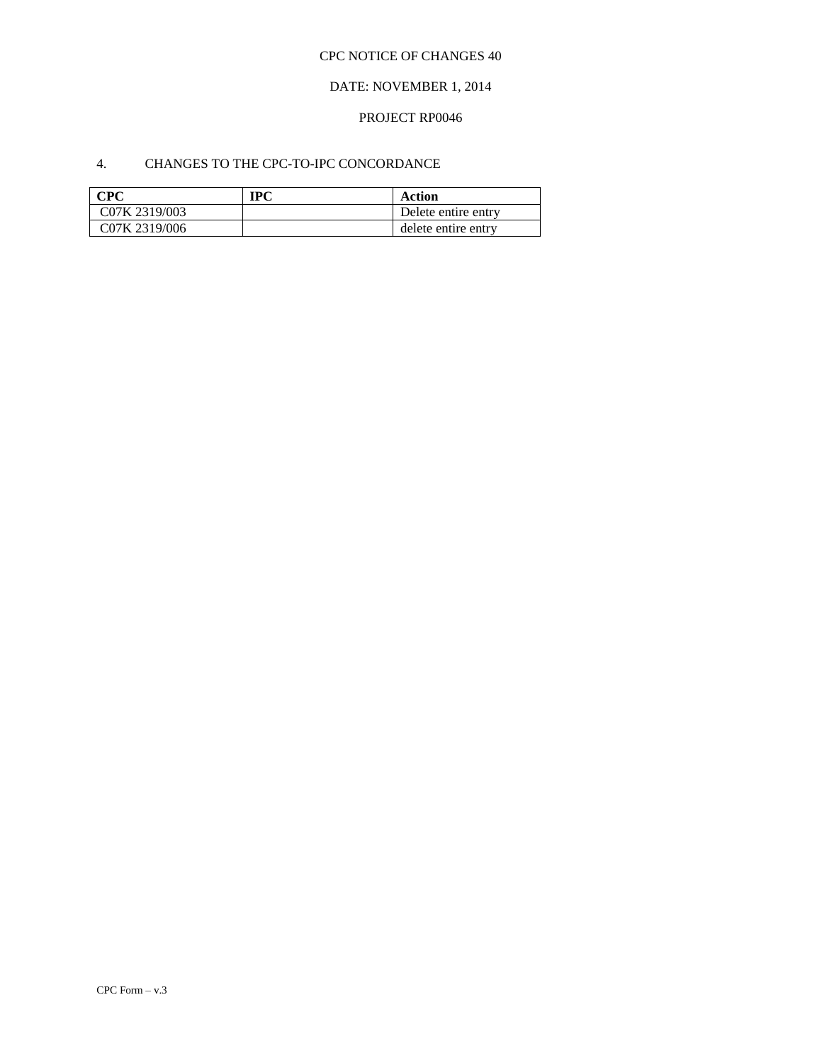CPC NOTICE OF CHANGES 40

DATE: NOVEMBER 1, 2014

PROJECT RP0046

4. CHANGES TO THE CPC-TO-IPC CONCORDANCE

| CPC | IPC | Action |
|---|---|---|
| C07K 2319/003 | | Delete entire entry |
| C07K 2319/006 | | delete entire entry |

CPC Form – v.3